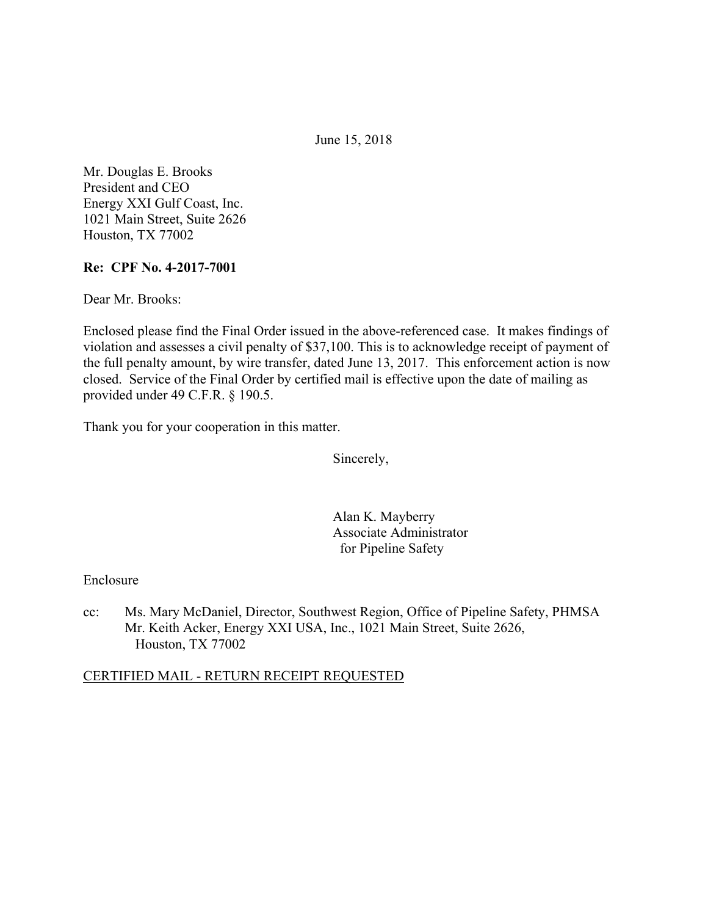June 15, 2018

Mr. Douglas E. Brooks
President and CEO
Energy XXI Gulf Coast, Inc.
1021 Main Street, Suite 2626
Houston, TX 77002

**Re: CPF No. 4-2017-7001**

Dear Mr. Brooks:

Enclosed please find the Final Order issued in the above-referenced case. It makes findings of violation and assesses a civil penalty of $37,100. This is to acknowledge receipt of payment of the full penalty amount, by wire transfer, dated June 13, 2017. This enforcement action is now closed. Service of the Final Order by certified mail is effective upon the date of mailing as provided under 49 C.F.R. § 190.5.

Thank you for your cooperation in this matter.

Sincerely,

Alan K. Mayberry
Associate Administrator
for Pipeline Safety

Enclosure

cc: Ms. Mary McDaniel, Director, Southwest Region, Office of Pipeline Safety, PHMSA
Mr. Keith Acker, Energy XXI USA, Inc., 1021 Main Street, Suite 2626, Houston, TX 77002

CERTIFIED MAIL - RETURN RECEIPT REQUESTED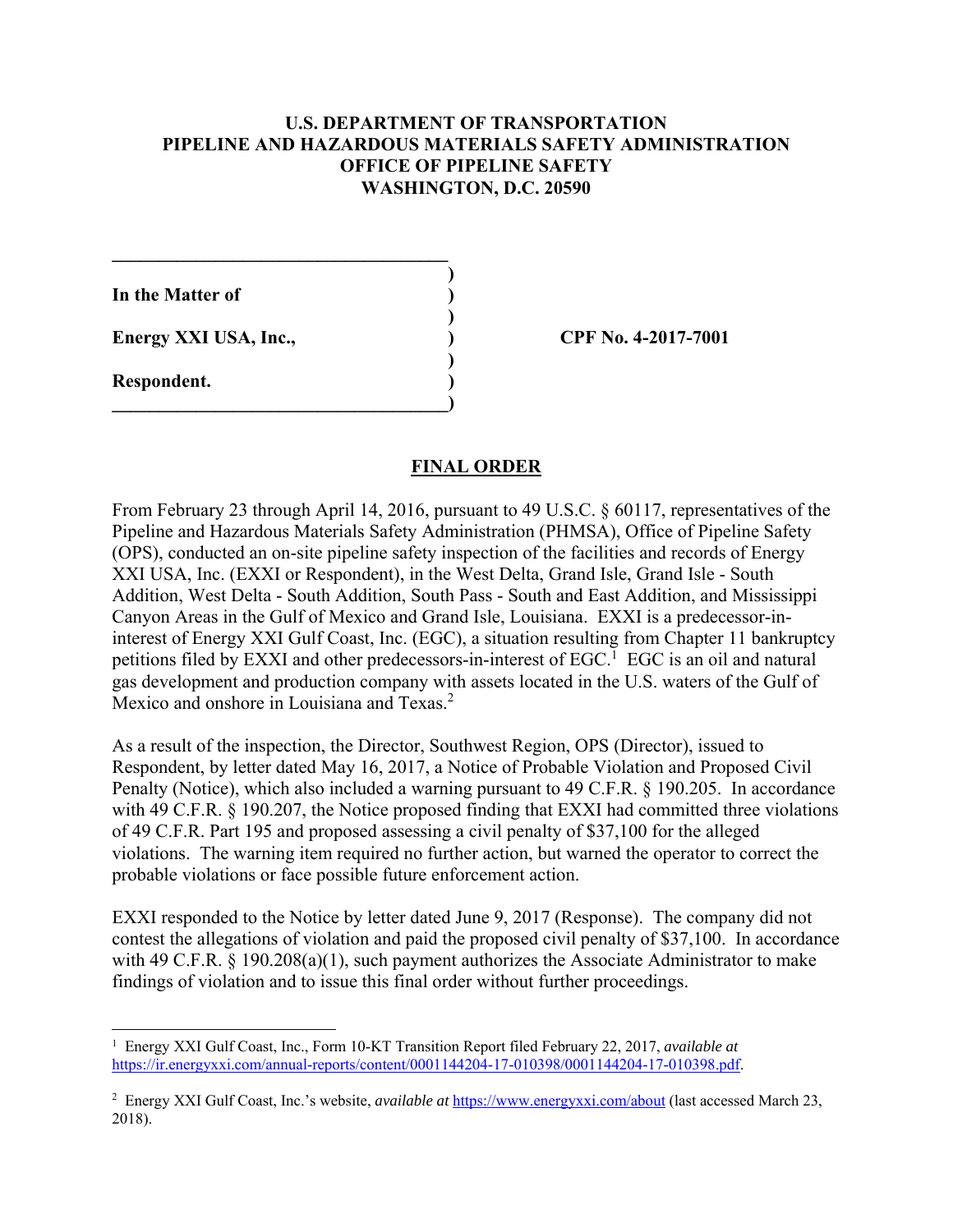**U.S. DEPARTMENT OF TRANSPORTATION**
**PIPELINE AND HAZARDOUS MATERIALS SAFETY ADMINISTRATION**
**OFFICE OF PIPELINE SAFETY**
**WASHINGTON, D.C. 20590**

| | | |
|---|---|---|
| **In the Matter of** | ) | |
| | ) | |
| **Energy XXI USA, Inc.,** | ) | **CPF No. 4-2017-7001** |
| | ) | |
| **Respondent.** | ) | |

## FINAL ORDER

From February 23 through April 14, 2016, pursuant to 49 U.S.C. § 60117, representatives of the Pipeline and Hazardous Materials Safety Administration (PHMSA), Office of Pipeline Safety (OPS), conducted an on-site pipeline safety inspection of the facilities and records of Energy XXI USA, Inc. (EXXI or Respondent), in the West Delta, Grand Isle, Grand Isle - South Addition, West Delta - South Addition, South Pass - South and East Addition, and Mississippi Canyon Areas in the Gulf of Mexico and Grand Isle, Louisiana. EXXI is a predecessor-in-interest of Energy XXI Gulf Coast, Inc. (EGC), a situation resulting from Chapter 11 bankruptcy petitions filed by EXXI and other predecessors-in-interest of EGC.[1] EGC is an oil and natural gas development and production company with assets located in the U.S. waters of the Gulf of Mexico and onshore in Louisiana and Texas.[2]

As a result of the inspection, the Director, Southwest Region, OPS (Director), issued to Respondent, by letter dated May 16, 2017, a Notice of Probable Violation and Proposed Civil Penalty (Notice), which also included a warning pursuant to 49 C.F.R. § 190.205. In accordance with 49 C.F.R. § 190.207, the Notice proposed finding that EXXI had committed three violations of 49 C.F.R. Part 195 and proposed assessing a civil penalty of $37,100 for the alleged violations. The warning item required no further action, but warned the operator to correct the probable violations or face possible future enforcement action.

EXXI responded to the Notice by letter dated June 9, 2017 (Response). The company did not contest the allegations of violation and paid the proposed civil penalty of $37,100. In accordance with 49 C.F.R. § 190.208(a)(1), such payment authorizes the Associate Administrator to make findings of violation and to issue this final order without further proceedings.

---

[1] Energy XXI Gulf Coast, Inc., Form 10-KT Transition Report filed February 22, 2017, *available at* https://ir.energyxxi.com/annual-reports/content/0001144204-17-010398/0001144204-17-010398.pdf.

[2] Energy XXI Gulf Coast, Inc.'s website, *available at* https://www.energyxxi.com/about (last accessed March 23, 2018).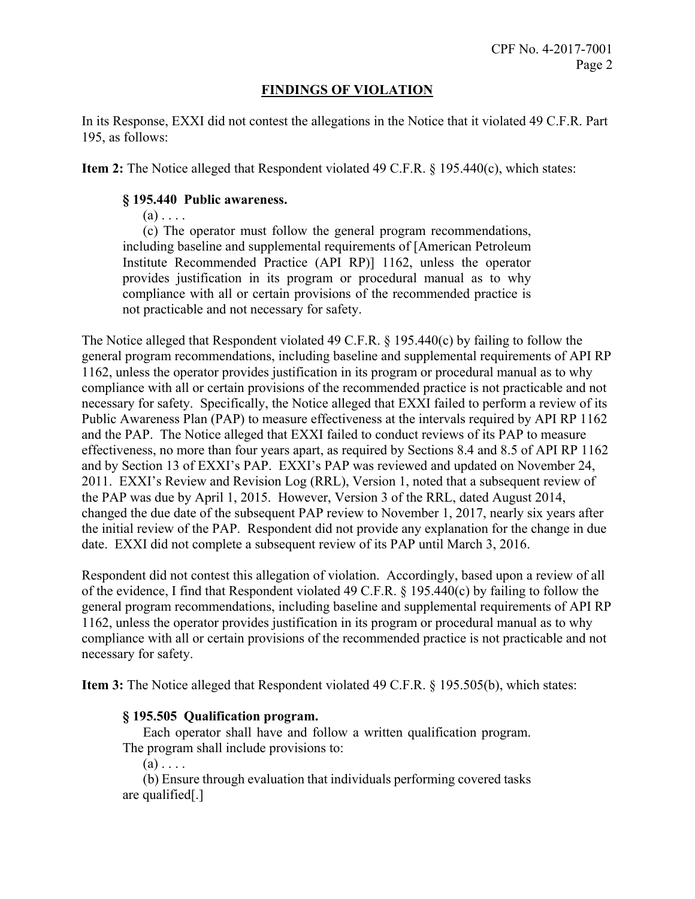## FINDINGS OF VIOLATION

In its Response, EXXI did not contest the allegations in the Notice that it violated 49 C.F.R. Part 195, as follows:

**Item 2:** The Notice alleged that Respondent violated 49 C.F.R. § 195.440(c), which states:

> **§ 195.440 Public awareness.**
>
> (a) . . . .
>
> (c) The operator must follow the general program recommendations, including baseline and supplemental requirements of [American Petroleum Institute Recommended Practice (API RP)] 1162, unless the operator provides justification in its program or procedural manual as to why compliance with all or certain provisions of the recommended practice is not practicable and not necessary for safety.

The Notice alleged that Respondent violated 49 C.F.R. § 195.440(c) by failing to follow the general program recommendations, including baseline and supplemental requirements of API RP 1162, unless the operator provides justification in its program or procedural manual as to why compliance with all or certain provisions of the recommended practice is not practicable and not necessary for safety. Specifically, the Notice alleged that EXXI failed to perform a review of its Public Awareness Plan (PAP) to measure effectiveness at the intervals required by API RP 1162 and the PAP. The Notice alleged that EXXI failed to conduct reviews of its PAP to measure effectiveness, no more than four years apart, as required by Sections 8.4 and 8.5 of API RP 1162 and by Section 13 of EXXI's PAP. EXXI's PAP was reviewed and updated on November 24, 2011. EXXI's Review and Revision Log (RRL), Version 1, noted that a subsequent review of the PAP was due by April 1, 2015. However, Version 3 of the RRL, dated August 2014, changed the due date of the subsequent PAP review to November 1, 2017, nearly six years after the initial review of the PAP. Respondent did not provide any explanation for the change in due date. EXXI did not complete a subsequent review of its PAP until March 3, 2016.

Respondent did not contest this allegation of violation. Accordingly, based upon a review of all of the evidence, I find that Respondent violated 49 C.F.R. § 195.440(c) by failing to follow the general program recommendations, including baseline and supplemental requirements of API RP 1162, unless the operator provides justification in its program or procedural manual as to why compliance with all or certain provisions of the recommended practice is not practicable and not necessary for safety.

**Item 3:** The Notice alleged that Respondent violated 49 C.F.R. § 195.505(b), which states:

> **§ 195.505 Qualification program.**
>
> Each operator shall have and follow a written qualification program. The program shall include provisions to:
>
> (a) . . . .
>
> (b) Ensure through evaluation that individuals performing covered tasks are qualified[.]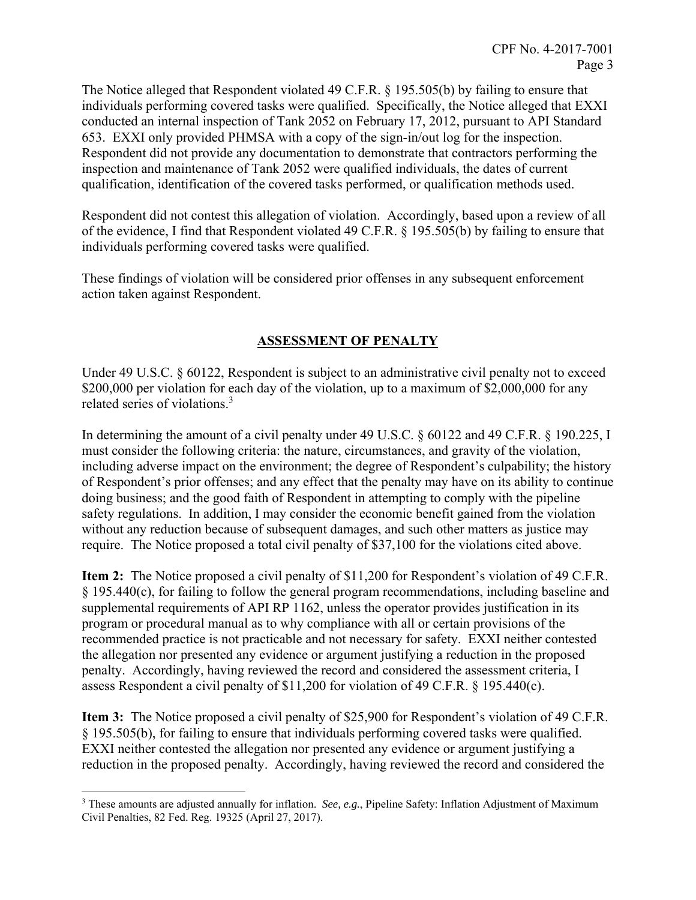The Notice alleged that Respondent violated 49 C.F.R. § 195.505(b) by failing to ensure that individuals performing covered tasks were qualified. Specifically, the Notice alleged that EXXI conducted an internal inspection of Tank 2052 on February 17, 2012, pursuant to API Standard 653. EXXI only provided PHMSA with a copy of the sign-in/out log for the inspection. Respondent did not provide any documentation to demonstrate that contractors performing the inspection and maintenance of Tank 2052 were qualified individuals, the dates of current qualification, identification of the covered tasks performed, or qualification methods used.

Respondent did not contest this allegation of violation. Accordingly, based upon a review of all of the evidence, I find that Respondent violated 49 C.F.R. § 195.505(b) by failing to ensure that individuals performing covered tasks were qualified.

These findings of violation will be considered prior offenses in any subsequent enforcement action taken against Respondent.

## ASSESSMENT OF PENALTY

Under 49 U.S.C. § 60122, Respondent is subject to an administrative civil penalty not to exceed $200,000 per violation for each day of the violation, up to a maximum of $2,000,000 for any related series of violations.[3]

In determining the amount of a civil penalty under 49 U.S.C. § 60122 and 49 C.F.R. § 190.225, I must consider the following criteria: the nature, circumstances, and gravity of the violation, including adverse impact on the environment; the degree of Respondent's culpability; the history of Respondent's prior offenses; and any effect that the penalty may have on its ability to continue doing business; and the good faith of Respondent in attempting to comply with the pipeline safety regulations. In addition, I may consider the economic benefit gained from the violation without any reduction because of subsequent damages, and such other matters as justice may require. The Notice proposed a total civil penalty of $37,100 for the violations cited above.

**Item 2:** The Notice proposed a civil penalty of $11,200 for Respondent's violation of 49 C.F.R. § 195.440(c), for failing to follow the general program recommendations, including baseline and supplemental requirements of API RP 1162, unless the operator provides justification in its program or procedural manual as to why compliance with all or certain provisions of the recommended practice is not practicable and not necessary for safety. EXXI neither contested the allegation nor presented any evidence or argument justifying a reduction in the proposed penalty. Accordingly, having reviewed the record and considered the assessment criteria, I assess Respondent a civil penalty of $11,200 for violation of 49 C.F.R. § 195.440(c).

**Item 3:** The Notice proposed a civil penalty of $25,900 for Respondent's violation of 49 C.F.R. § 195.505(b), for failing to ensure that individuals performing covered tasks were qualified. EXXI neither contested the allegation nor presented any evidence or argument justifying a reduction in the proposed penalty. Accordingly, having reviewed the record and considered the

[3] These amounts are adjusted annually for inflation. *See, e.g.*, Pipeline Safety: Inflation Adjustment of Maximum Civil Penalties, 82 Fed. Reg. 19325 (April 27, 2017).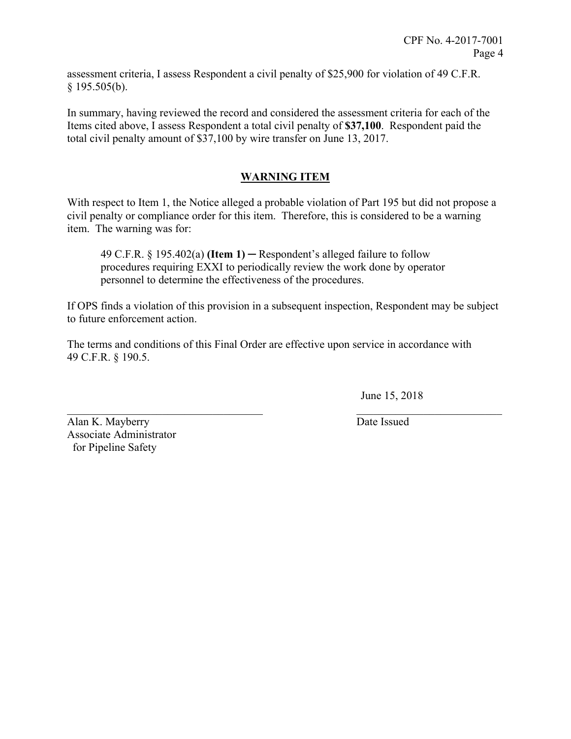assessment criteria, I assess Respondent a civil penalty of $25,900 for violation of 49 C.F.R. § 195.505(b).

In summary, having reviewed the record and considered the assessment criteria for each of the Items cited above, I assess Respondent a total civil penalty of **$37,100**. Respondent paid the total civil penalty amount of $37,100 by wire transfer on June 13, 2017.

## WARNING ITEM

With respect to Item 1, the Notice alleged a probable violation of Part 195 but did not propose a civil penalty or compliance order for this item. Therefore, this is considered to be a warning item. The warning was for:

> 49 C.F.R. § 195.402(a) **(Item 1)** ─ Respondent's alleged failure to follow procedures requiring EXXI to periodically review the work done by operator personnel to determine the effectiveness of the procedures.

If OPS finds a violation of this provision in a subsequent inspection, Respondent may be subject to future enforcement action.

The terms and conditions of this Final Order are effective upon service in accordance with 49 C.F.R. § 190.5.

June 15, 2018

\_\_\_\_\_\_\_\_\_\_\_\_\_\_\_\_\_\_\_\_\_\_\_\_\_\_\_\_\_\_\_\_\_\_\_ \_\_\_\_\_\_\_\_\_\_\_\_\_\_\_\_\_\_\_\_\_\_\_\_\_\_\_

Alan K. Mayberry
Associate Administrator
for Pipeline Safety

Date Issued